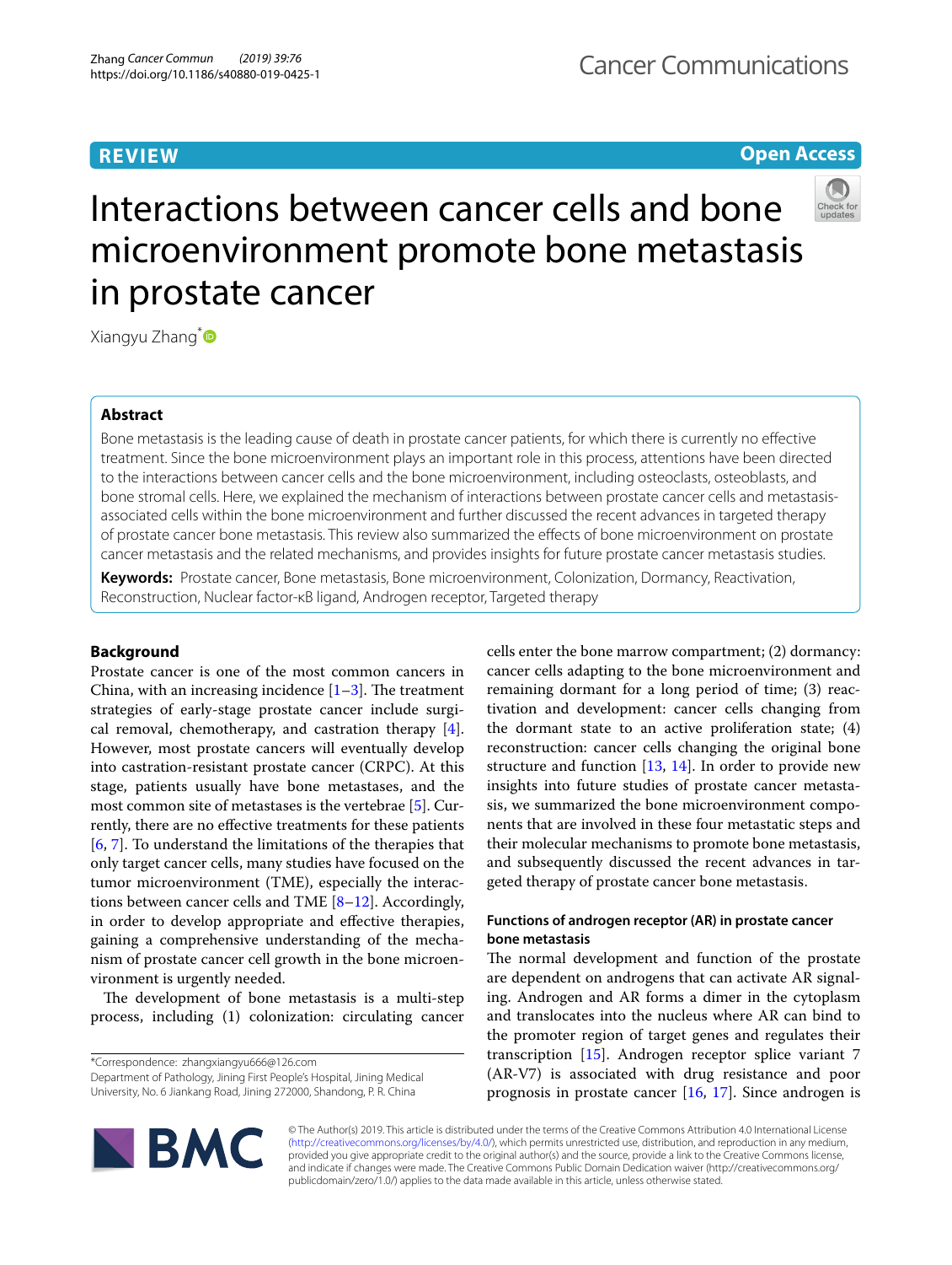REVIEW

Open Access

# Interactions between cancer cells and bone microenvironment promote bone metastasis in prostate cancer

Xiangyu Zhang*

## Abstract

Bone metastasis is the leading cause of death in prostate cancer patients, for which there is currently no effective treatment. Since the bone microenvironment plays an important role in this process, attentions have been directed to the interactions between cancer cells and the bone microenvironment, including osteoclasts, osteoblasts, and bone stromal cells. Here, we explained the mechanism of interactions between prostate cancer cells and metastasis-associated cells within the bone microenvironment and further discussed the recent advances in targeted therapy of prostate cancer bone metastasis. This review also summarized the effects of bone microenvironment on prostate cancer metastasis and the related mechanisms, and provides insights for future prostate cancer metastasis studies.

**Keywords:** Prostate cancer, Bone metastasis, Bone microenvironment, Colonization, Dormancy, Reactivation, Reconstruction, Nuclear factor-κB ligand, Androgen receptor, Targeted therapy

## Background

Prostate cancer is one of the most common cancers in China, with an increasing incidence [1–3]. The treatment strategies of early-stage prostate cancer include surgical removal, chemotherapy, and castration therapy [4]. However, most prostate cancers will eventually develop into castration-resistant prostate cancer (CRPC). At this stage, patients usually have bone metastases, and the most common site of metastases is the vertebrae [5]. Currently, there are no effective treatments for these patients [6, 7]. To understand the limitations of the therapies that only target cancer cells, many studies have focused on the tumor microenvironment (TME), especially the interactions between cancer cells and TME [8–12]. Accordingly, in order to develop appropriate and effective therapies, gaining a comprehensive understanding of the mechanism of prostate cancer cell growth in the bone microenvironment is urgently needed.

The development of bone metastasis is a multi-step process, including (1) colonization: circulating cancer cells enter the bone marrow compartment; (2) dormancy: cancer cells adapting to the bone microenvironment and remaining dormant for a long period of time; (3) reactivation and development: cancer cells changing from the dormant state to an active proliferation state; (4) reconstruction: cancer cells changing the original bone structure and function [13, 14]. In order to provide new insights into future studies of prostate cancer metastasis, we summarized the bone microenvironment components that are involved in these four metastatic steps and their molecular mechanisms to promote bone metastasis, and subsequently discussed the recent advances in targeted therapy of prostate cancer bone metastasis.

### Functions of androgen receptor (AR) in prostate cancer bone metastasis

The normal development and function of the prostate are dependent on androgens that can activate AR signaling. Androgen and AR forms a dimer in the cytoplasm and translocates into the nucleus where AR can bind to the promoter region of target genes and regulates their transcription [15]. Androgen receptor splice variant 7 (AR-V7) is associated with drug resistance and poor prognosis in prostate cancer [16, 17]. Since androgen is

*Correspondence: zhangxiangyu666@126.com
Department of Pathology, Jining First People's Hospital, Jining Medical University, No. 6 Jiankang Road, Jining 272000, Shandong, P. R. China

© The Author(s) 2019. This article is distributed under the terms of the Creative Commons Attribution 4.0 International License (http://creativecommons.org/licenses/by/4.0/), which permits unrestricted use, distribution, and reproduction in any medium, provided you give appropriate credit to the original author(s) and the source, provide a link to the Creative Commons license, and indicate if changes were made. The Creative Commons Public Domain Dedication waiver (http://creativecommons.org/publicdomain/zero/1.0/) applies to the data made available in this article, unless otherwise stated.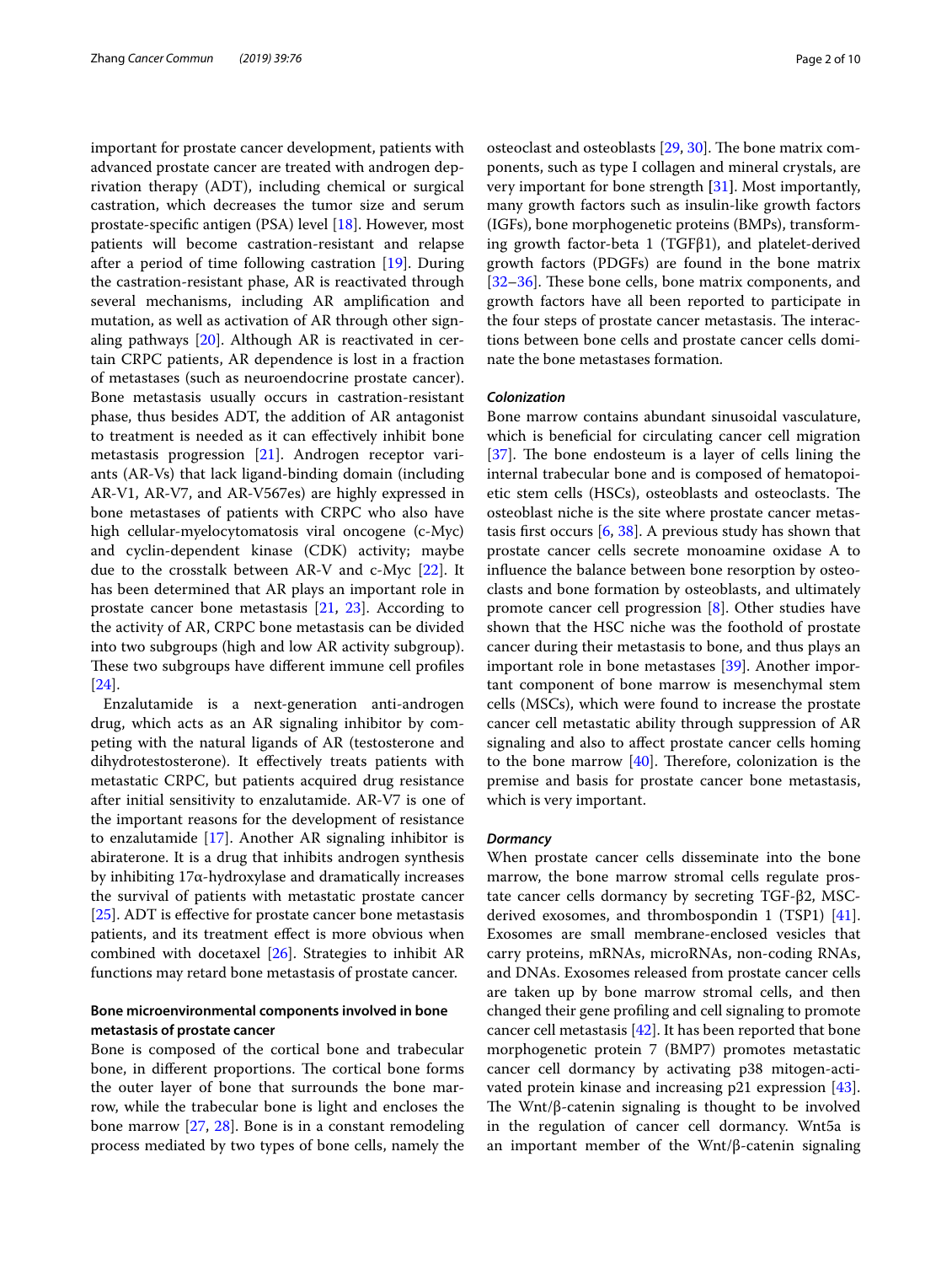important for prostate cancer development, patients with advanced prostate cancer are treated with androgen deprivation therapy (ADT), including chemical or surgical castration, which decreases the tumor size and serum prostate-specific antigen (PSA) level [18]. However, most patients will become castration-resistant and relapse after a period of time following castration [19]. During the castration-resistant phase, AR is reactivated through several mechanisms, including AR amplification and mutation, as well as activation of AR through other signaling pathways [20]. Although AR is reactivated in certain CRPC patients, AR dependence is lost in a fraction of metastases (such as neuroendocrine prostate cancer). Bone metastasis usually occurs in castration-resistant phase, thus besides ADT, the addition of AR antagonist to treatment is needed as it can effectively inhibit bone metastasis progression [21]. Androgen receptor variants (AR-Vs) that lack ligand-binding domain (including AR-V1, AR-V7, and AR-V567es) are highly expressed in bone metastases of patients with CRPC who also have high cellular-myelocytomatosis viral oncogene (c-Myc) and cyclin-dependent kinase (CDK) activity; maybe due to the crosstalk between AR-V and c-Myc [22]. It has been determined that AR plays an important role in prostate cancer bone metastasis [21, 23]. According to the activity of AR, CRPC bone metastasis can be divided into two subgroups (high and low AR activity subgroup). These two subgroups have different immune cell profiles [24].

Enzalutamide is a next-generation anti-androgen drug, which acts as an AR signaling inhibitor by competing with the natural ligands of AR (testosterone and dihydrotestosterone). It effectively treats patients with metastatic CRPC, but patients acquired drug resistance after initial sensitivity to enzalutamide. AR-V7 is one of the important reasons for the development of resistance to enzalutamide [17]. Another AR signaling inhibitor is abiraterone. It is a drug that inhibits androgen synthesis by inhibiting 17α-hydroxylase and dramatically increases the survival of patients with metastatic prostate cancer [25]. ADT is effective for prostate cancer bone metastasis patients, and its treatment effect is more obvious when combined with docetaxel [26]. Strategies to inhibit AR functions may retard bone metastasis of prostate cancer.

## Bone microenvironmental components involved in bone metastasis of prostate cancer

Bone is composed of the cortical bone and trabecular bone, in different proportions. The cortical bone forms the outer layer of bone that surrounds the bone marrow, while the trabecular bone is light and encloses the bone marrow [27, 28]. Bone is in a constant remodeling process mediated by two types of bone cells, namely the osteoclast and osteoblasts [29, 30]. The bone matrix components, such as type I collagen and mineral crystals, are very important for bone strength [31]. Most importantly, many growth factors such as insulin-like growth factors (IGFs), bone morphogenetic proteins (BMPs), transforming growth factor-beta 1 (TGFβ1), and platelet-derived growth factors (PDGFs) are found in the bone matrix [32–36]. These bone cells, bone matrix components, and growth factors have all been reported to participate in the four steps of prostate cancer metastasis. The interactions between bone cells and prostate cancer cells dominate the bone metastases formation.

### *Colonization*

Bone marrow contains abundant sinusoidal vasculature, which is beneficial for circulating cancer cell migration [37]. The bone endosteum is a layer of cells lining the internal trabecular bone and is composed of hematopoietic stem cells (HSCs), osteoblasts and osteoclasts. The osteoblast niche is the site where prostate cancer metastasis first occurs [6, 38]. A previous study has shown that prostate cancer cells secrete monoamine oxidase A to influence the balance between bone resorption by osteoclasts and bone formation by osteoblasts, and ultimately promote cancer cell progression [8]. Other studies have shown that the HSC niche was the foothold of prostate cancer during their metastasis to bone, and thus plays an important role in bone metastases [39]. Another important component of bone marrow is mesenchymal stem cells (MSCs), which were found to increase the prostate cancer cell metastatic ability through suppression of AR signaling and also to affect prostate cancer cells homing to the bone marrow [40]. Therefore, colonization is the premise and basis for prostate cancer bone metastasis, which is very important.

### *Dormancy*

When prostate cancer cells disseminate into the bone marrow, the bone marrow stromal cells regulate prostate cancer cells dormancy by secreting TGF-β2, MSC-derived exosomes, and thrombospondin 1 (TSP1) [41]. Exosomes are small membrane-enclosed vesicles that carry proteins, mRNAs, microRNAs, non-coding RNAs, and DNAs. Exosomes released from prostate cancer cells are taken up by bone marrow stromal cells, and then changed their gene profiling and cell signaling to promote cancer cell metastasis [42]. It has been reported that bone morphogenetic protein 7 (BMP7) promotes metastatic cancer cell dormancy by activating p38 mitogen-activated protein kinase and increasing p21 expression [43]. The Wnt/β-catenin signaling is thought to be involved in the regulation of cancer cell dormancy. Wnt5a is an important member of the Wnt/β-catenin signaling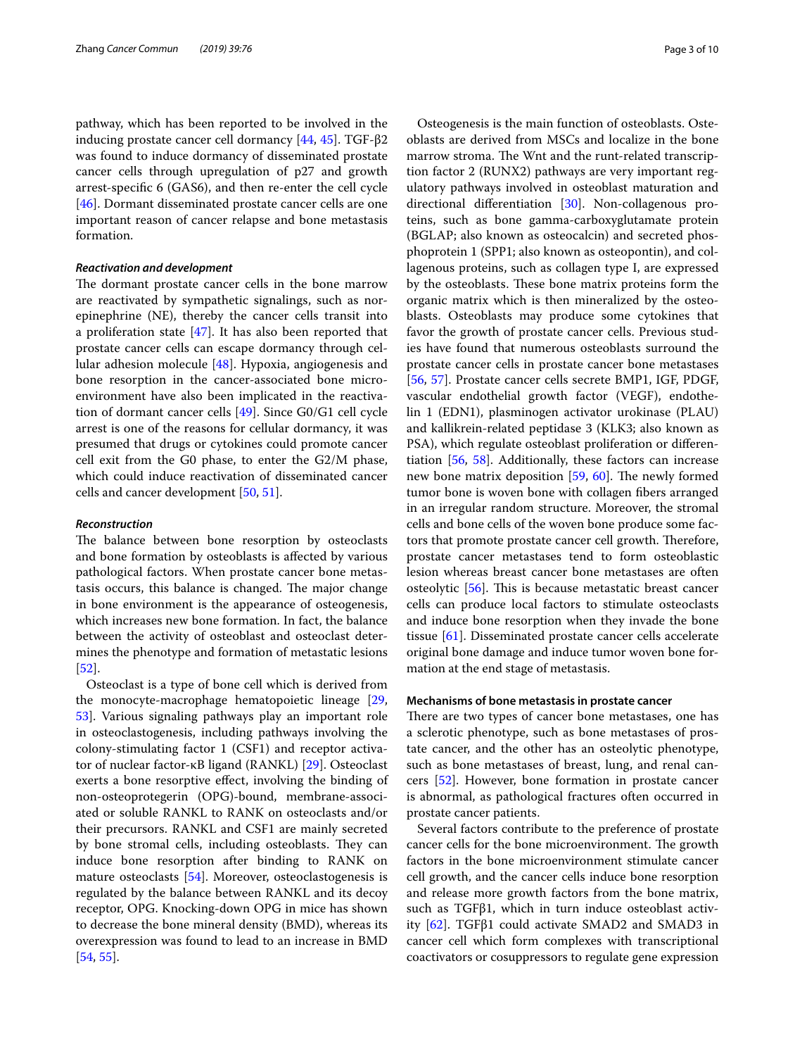pathway, which has been reported to be involved in the inducing prostate cancer cell dormancy [44, 45]. TGF-β2 was found to induce dormancy of disseminated prostate cancer cells through upregulation of p27 and growth arrest-specific 6 (GAS6), and then re-enter the cell cycle [46]. Dormant disseminated prostate cancer cells are one important reason of cancer relapse and bone metastasis formation.

#### *Reactivation and development*

The dormant prostate cancer cells in the bone marrow are reactivated by sympathetic signalings, such as norepinephrine (NE), thereby the cancer cells transit into a proliferation state [47]. It has also been reported that prostate cancer cells can escape dormancy through cellular adhesion molecule [48]. Hypoxia, angiogenesis and bone resorption in the cancer-associated bone microenvironment have also been implicated in the reactivation of dormant cancer cells [49]. Since G0/G1 cell cycle arrest is one of the reasons for cellular dormancy, it was presumed that drugs or cytokines could promote cancer cell exit from the G0 phase, to enter the G2/M phase, which could induce reactivation of disseminated cancer cells and cancer development [50, 51].

#### *Reconstruction*

The balance between bone resorption by osteoclasts and bone formation by osteoblasts is affected by various pathological factors. When prostate cancer bone metastasis occurs, this balance is changed. The major change in bone environment is the appearance of osteogenesis, which increases new bone formation. In fact, the balance between the activity of osteoblast and osteoclast determines the phenotype and formation of metastatic lesions [52].

Osteoclast is a type of bone cell which is derived from the monocyte-macrophage hematopoietic lineage [29, 53]. Various signaling pathways play an important role in osteoclastogenesis, including pathways involving the colony-stimulating factor 1 (CSF1) and receptor activator of nuclear factor-κB ligand (RANKL) [29]. Osteoclast exerts a bone resorptive effect, involving the binding of non-osteoprotegerin (OPG)-bound, membrane-associated or soluble RANKL to RANK on osteoclasts and/or their precursors. RANKL and CSF1 are mainly secreted by bone stromal cells, including osteoblasts. They can induce bone resorption after binding to RANK on mature osteoclasts [54]. Moreover, osteoclastogenesis is regulated by the balance between RANKL and its decoy receptor, OPG. Knocking-down OPG in mice has shown to decrease the bone mineral density (BMD), whereas its overexpression was found to lead to an increase in BMD [54, 55].

Osteogenesis is the main function of osteoblasts. Osteoblasts are derived from MSCs and localize in the bone marrow stroma. The Wnt and the runt-related transcription factor 2 (RUNX2) pathways are very important regulatory pathways involved in osteoblast maturation and directional differentiation [30]. Non-collagenous proteins, such as bone gamma-carboxyglutamate protein (BGLAP; also known as osteocalcin) and secreted phosphoprotein 1 (SPP1; also known as osteopontin), and collagenous proteins, such as collagen type I, are expressed by the osteoblasts. These bone matrix proteins form the organic matrix which is then mineralized by the osteoblasts. Osteoblasts may produce some cytokines that favor the growth of prostate cancer cells. Previous studies have found that numerous osteoblasts surround the prostate cancer cells in prostate cancer bone metastases [56, 57]. Prostate cancer cells secrete BMP1, IGF, PDGF, vascular endothelial growth factor (VEGF), endothelin 1 (EDN1), plasminogen activator urokinase (PLAU) and kallikrein-related peptidase 3 (KLK3; also known as PSA), which regulate osteoblast proliferation or differentiation [56, 58]. Additionally, these factors can increase new bone matrix deposition [59, 60]. The newly formed tumor bone is woven bone with collagen fibers arranged in an irregular random structure. Moreover, the stromal cells and bone cells of the woven bone produce some factors that promote prostate cancer cell growth. Therefore, prostate cancer metastases tend to form osteoblastic lesion whereas breast cancer bone metastases are often osteolytic [56]. This is because metastatic breast cancer cells can produce local factors to stimulate osteoclasts and induce bone resorption when they invade the bone tissue [61]. Disseminated prostate cancer cells accelerate original bone damage and induce tumor woven bone formation at the end stage of metastasis.

### Mechanisms of bone metastasis in prostate cancer

There are two types of cancer bone metastases, one has a sclerotic phenotype, such as bone metastases of prostate cancer, and the other has an osteolytic phenotype, such as bone metastases of breast, lung, and renal cancers [52]. However, bone formation in prostate cancer is abnormal, as pathological fractures often occurred in prostate cancer patients.

Several factors contribute to the preference of prostate cancer cells for the bone microenvironment. The growth factors in the bone microenvironment stimulate cancer cell growth, and the cancer cells induce bone resorption and release more growth factors from the bone matrix, such as TGFβ1, which in turn induce osteoblast activity [62]. TGFβ1 could activate SMAD2 and SMAD3 in cancer cell which form complexes with transcriptional coactivators or cosuppressors to regulate gene expression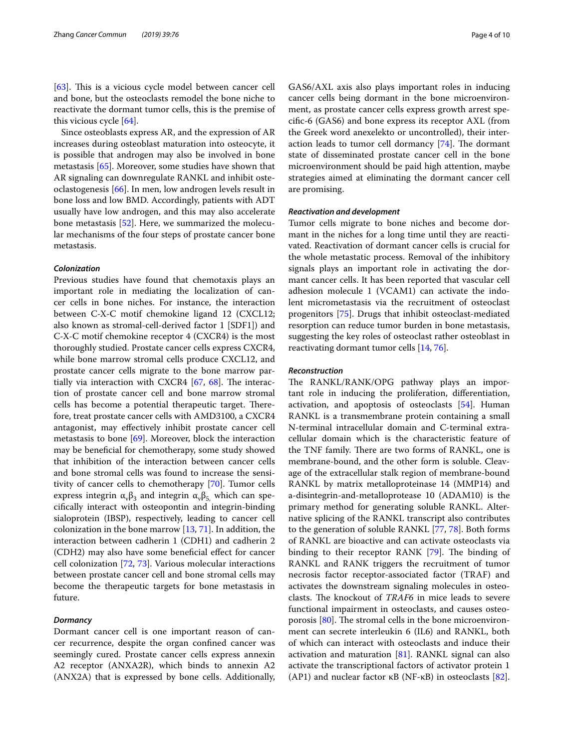[63]. This is a vicious cycle model between cancer cell and bone, but the osteoclasts remodel the bone niche to reactivate the dormant tumor cells, this is the premise of this vicious cycle [64].

Since osteoblasts express AR, and the expression of AR increases during osteoblast maturation into osteocyte, it is possible that androgen may also be involved in bone metastasis [65]. Moreover, some studies have shown that AR signaling can downregulate RANKL and inhibit osteoclastogenesis [66]. In men, low androgen levels result in bone loss and low BMD. Accordingly, patients with ADT usually have low androgen, and this may also accelerate bone metastasis [52]. Here, we summarized the molecular mechanisms of the four steps of prostate cancer bone metastasis.

#### *Colonization*

Previous studies have found that chemotaxis plays an important role in mediating the localization of cancer cells in bone niches. For instance, the interaction between C-X-C motif chemokine ligand 12 (CXCL12; also known as stromal-cell-derived factor 1 [SDF1]) and C-X-C motif chemokine receptor 4 (CXCR4) is the most thoroughly studied. Prostate cancer cells express CXCR4, while bone marrow stromal cells produce CXCL12, and prostate cancer cells migrate to the bone marrow partially via interaction with CXCR4 [67, 68]. The interaction of prostate cancer cell and bone marrow stromal cells has become a potential therapeutic target. Therefore, treat prostate cancer cells with AMD3100, a CXCR4 antagonist, may effectively inhibit prostate cancer cell metastasis to bone [69]. Moreover, block the interaction may be beneficial for chemotherapy, some study showed that inhibition of the interaction between cancer cells and bone stromal cells was found to increase the sensitivity of cancer cells to chemotherapy [70]. Tumor cells express integrin $\alpha_v\beta_3$ and integrin $\alpha_v\beta_5$, which can specifically interact with osteopontin and integrin-binding sialoprotein (IBSP), respectively, leading to cancer cell colonization in the bone marrow [13, 71]. In addition, the interaction between cadherin 1 (CDH1) and cadherin 2 (CDH2) may also have some beneficial effect for cancer cell colonization [72, 73]. Various molecular interactions between prostate cancer cell and bone stromal cells may become the therapeutic targets for bone metastasis in future.

#### *Dormancy*

Dormant cancer cell is one important reason of cancer recurrence, despite the organ confined cancer was seemingly cured. Prostate cancer cells express annexin A2 receptor (ANXA2R), which binds to annexin A2 (ANX2A) that is expressed by bone cells. Additionally, GAS6/AXL axis also plays important roles in inducing cancer cells being dormant in the bone microenvironment, as prostate cancer cells express growth arrest specific-6 (GAS6) and bone express its receptor AXL (from the Greek word anexelekto or uncontrolled), their interaction leads to tumor cell dormancy [74]. The dormant state of disseminated prostate cancer cell in the bone microenvironment should be paid high attention, maybe strategies aimed at eliminating the dormant cancer cell are promising.

#### *Reactivation and development*

Tumor cells migrate to bone niches and become dormant in the niches for a long time until they are reactivated. Reactivation of dormant cancer cells is crucial for the whole metastatic process. Removal of the inhibitory signals plays an important role in activating the dormant cancer cells. It has been reported that vascular cell adhesion molecule 1 (VCAM1) can activate the indolent micrometastasis via the recruitment of osteoclast progenitors [75]. Drugs that inhibit osteoclast-mediated resorption can reduce tumor burden in bone metastasis, suggesting the key roles of osteoclast rather osteoblast in reactivating dormant tumor cells [14, 76].

#### *Reconstruction*

The RANKL/RANK/OPG pathway plays an important role in inducing the proliferation, differentiation, activation, and apoptosis of osteoclasts [54]. Human RANKL is a transmembrane protein containing a small N-terminal intracellular domain and C-terminal extracellular domain which is the characteristic feature of the TNF family. There are two forms of RANKL, one is membrane-bound, and the other form is soluble. Cleavage of the extracellular stalk region of membrane-bound RANKL by matrix metalloproteinase 14 (MMP14) and a-disintegrin-and-metalloprotease 10 (ADAM10) is the primary method for generating soluble RANKL. Alternative splicing of the RANKL transcript also contributes to the generation of soluble RANKL [77, 78]. Both forms of RANKL are bioactive and can activate osteoclasts via binding to their receptor RANK [79]. The binding of RANKL and RANK triggers the recruitment of tumor necrosis factor receptor-associated factor (TRAF) and activates the downstream signaling molecules in osteoclasts. The knockout of *TRAF6* in mice leads to severe functional impairment in osteoclasts, and causes osteoporosis [80]. The stromal cells in the bone microenvironment can secrete interleukin 6 (IL6) and RANKL, both of which can interact with osteoclasts and induce their activation and maturation [81]. RANKL signal can also activate the transcriptional factors of activator protein 1 (AP1) and nuclear factor κB (NF-κB) in osteoclasts [82].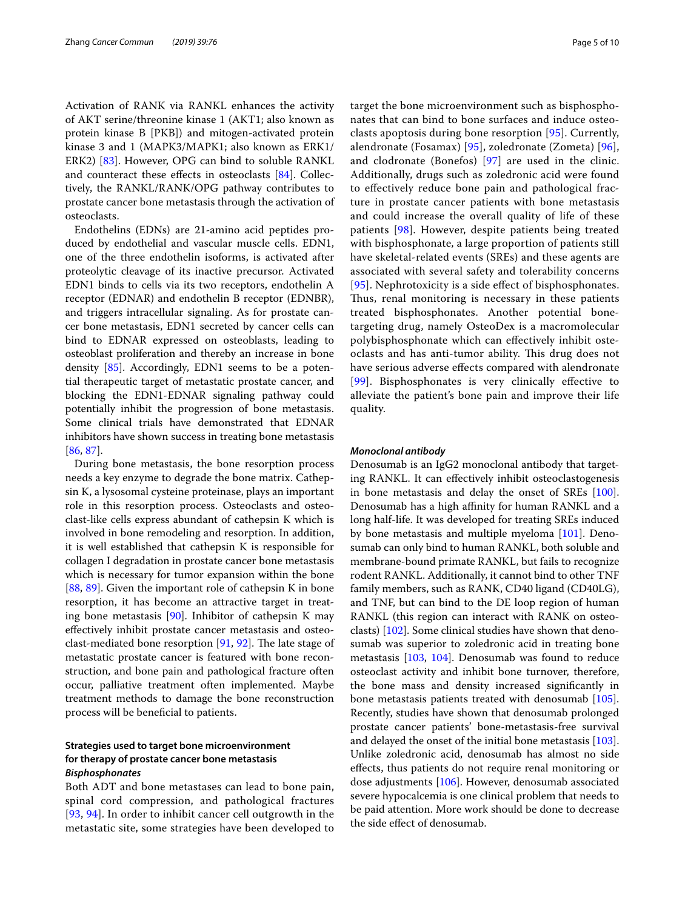Activation of RANK via RANKL enhances the activity of AKT serine/threonine kinase 1 (AKT1; also known as protein kinase B [PKB]) and mitogen-activated protein kinase 3 and 1 (MAPK3/MAPK1; also known as ERK1/ERK2) [83]. However, OPG can bind to soluble RANKL and counteract these effects in osteoclasts [84]. Collectively, the RANKL/RANK/OPG pathway contributes to prostate cancer bone metastasis through the activation of osteoclasts.

Endothelins (EDNs) are 21-amino acid peptides produced by endothelial and vascular muscle cells. EDN1, one of the three endothelin isoforms, is activated after proteolytic cleavage of its inactive precursor. Activated EDN1 binds to cells via its two receptors, endothelin A receptor (EDNAR) and endothelin B receptor (EDNBR), and triggers intracellular signaling. As for prostate cancer bone metastasis, EDN1 secreted by cancer cells can bind to EDNAR expressed on osteoblasts, leading to osteoblast proliferation and thereby an increase in bone density [85]. Accordingly, EDN1 seems to be a potential therapeutic target of metastatic prostate cancer, and blocking the EDN1-EDNAR signaling pathway could potentially inhibit the progression of bone metastasis. Some clinical trials have demonstrated that EDNAR inhibitors have shown success in treating bone metastasis [86, 87].

During bone metastasis, the bone resorption process needs a key enzyme to degrade the bone matrix. Cathepsin K, a lysosomal cysteine proteinase, plays an important role in this resorption process. Osteoclasts and osteoclast-like cells express abundant of cathepsin K which is involved in bone remodeling and resorption. In addition, it is well established that cathepsin K is responsible for collagen I degradation in prostate cancer bone metastasis which is necessary for tumor expansion within the bone [88, 89]. Given the important role of cathepsin K in bone resorption, it has become an attractive target in treating bone metastasis [90]. Inhibitor of cathepsin K may effectively inhibit prostate cancer metastasis and osteoclast-mediated bone resorption [91, 92]. The late stage of metastatic prostate cancer is featured with bone reconstruction, and bone pain and pathological fracture often occur, palliative treatment often implemented. Maybe treatment methods to damage the bone reconstruction process will be beneficial to patients.

## Strategies used to target bone microenvironment for therapy of prostate cancer bone metastasis

### *Bisphosphonates*

Both ADT and bone metastases can lead to bone pain, spinal cord compression, and pathological fractures [93, 94]. In order to inhibit cancer cell outgrowth in the metastatic site, some strategies have been developed to target the bone microenvironment such as bisphosphonates that can bind to bone surfaces and induce osteoclasts apoptosis during bone resorption [95]. Currently, alendronate (Fosamax) [95], zoledronate (Zometa) [96], and clodronate (Bonefos) [97] are used in the clinic. Additionally, drugs such as zoledronic acid were found to effectively reduce bone pain and pathological fracture in prostate cancer patients with bone metastasis and could increase the overall quality of life of these patients [98]. However, despite patients being treated with bisphosphonate, a large proportion of patients still have skeletal-related events (SREs) and these agents are associated with several safety and tolerability concerns [95]. Nephrotoxicity is a side effect of bisphosphonates. Thus, renal monitoring is necessary in these patients treated bisphosphonates. Another potential bone-targeting drug, namely OsteoDex is a macromolecular polybisphosphonate which can effectively inhibit osteoclasts and has anti-tumor ability. This drug does not have serious adverse effects compared with alendronate [99]. Bisphosphonates is very clinically effective to alleviate the patient's bone pain and improve their life quality.

### *Monoclonal antibody*

Denosumab is an IgG2 monoclonal antibody that targeting RANKL. It can effectively inhibit osteoclastogenesis in bone metastasis and delay the onset of SREs [100]. Denosumab has a high affinity for human RANKL and a long half-life. It was developed for treating SREs induced by bone metastasis and multiple myeloma [101]. Denosumab can only bind to human RANKL, both soluble and membrane-bound primate RANKL, but fails to recognize rodent RANKL. Additionally, it cannot bind to other TNF family members, such as RANK, CD40 ligand (CD40LG), and TNF, but can bind to the DE loop region of human RANKL (this region can interact with RANK on osteoclasts) [102]. Some clinical studies have shown that denosumab was superior to zoledronic acid in treating bone metastasis [103, 104]. Denosumab was found to reduce osteoclast activity and inhibit bone turnover, therefore, the bone mass and density increased significantly in bone metastasis patients treated with denosumab [105]. Recently, studies have shown that denosumab prolonged prostate cancer patients' bone-metastasis-free survival and delayed the onset of the initial bone metastasis [103]. Unlike zoledronic acid, denosumab has almost no side effects, thus patients do not require renal monitoring or dose adjustments [106]. However, denosumab associated severe hypocalcemia is one clinical problem that needs to be paid attention. More work should be done to decrease the side effect of denosumab.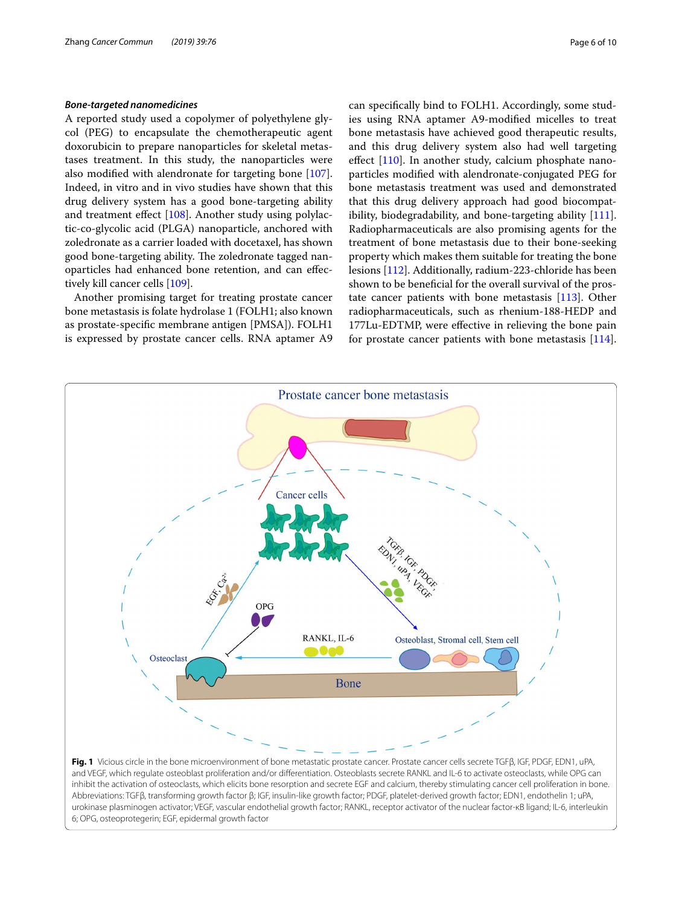### *Bone-targeted nanomedicines*

A reported study used a copolymer of polyethylene glycol (PEG) to encapsulate the chemotherapeutic agent doxorubicin to prepare nanoparticles for skeletal metastases treatment. In this study, the nanoparticles were also modified with alendronate for targeting bone [107]. Indeed, in vitro and in vivo studies have shown that this drug delivery system has a good bone-targeting ability and treatment effect [108]. Another study using polylactic-co-glycolic acid (PLGA) nanoparticle, anchored with zoledronate as a carrier loaded with docetaxel, has shown good bone-targeting ability. The zoledronate tagged nanoparticles had enhanced bone retention, and can effectively kill cancer cells [109].

Another promising target for treating prostate cancer bone metastasis is folate hydrolase 1 (FOLH1; also known as prostate-specific membrane antigen [PMSA]). FOLH1 is expressed by prostate cancer cells. RNA aptamer A9 can specifically bind to FOLH1. Accordingly, some studies using RNA aptamer A9-modified micelles to treat bone metastasis have achieved good therapeutic results, and this drug delivery system also had well targeting effect [110]. In another study, calcium phosphate nanoparticles modified with alendronate-conjugated PEG for bone metastasis treatment was used and demonstrated that this drug delivery approach had good biocompatibility, biodegradability, and bone-targeting ability [111]. Radiopharmaceuticals are also promising agents for the treatment of bone metastasis due to their bone-seeking property which makes them suitable for treating the bone lesions [112]. Additionally, radium-223-chloride has been shown to be beneficial for the overall survival of the prostate cancer patients with bone metastasis [113]. Other radiopharmaceuticals, such as rhenium-188-HEDP and 177Lu-EDTMP, were effective in relieving the bone pain for prostate cancer patients with bone metastasis [114].

**Fig. 1** Vicious circle in the bone microenvironment of bone metastatic prostate cancer. Prostate cancer cells secrete TGFβ, IGF, PDGF, EDN1, uPA, and VEGF, which regulate osteoblast proliferation and/or differentiation. Osteoblasts secrete RANKL and IL-6 to activate osteoclasts, while OPG can inhibit the activation of osteoclasts, which elicits bone resorption and secrete EGF and calcium, thereby stimulating cancer cell proliferation in bone. Abbreviations: TGFβ, transforming growth factor β; IGF, insulin-like growth factor; PDGF, platelet-derived growth factor; EDN1, endothelin 1; uPA, urokinase plasminogen activator; VEGF, vascular endothelial growth factor; RANKL, receptor activator of the nuclear factor-κB ligand; IL-6, interleukin 6; OPG, osteoprotegerin; EGF, epidermal growth factor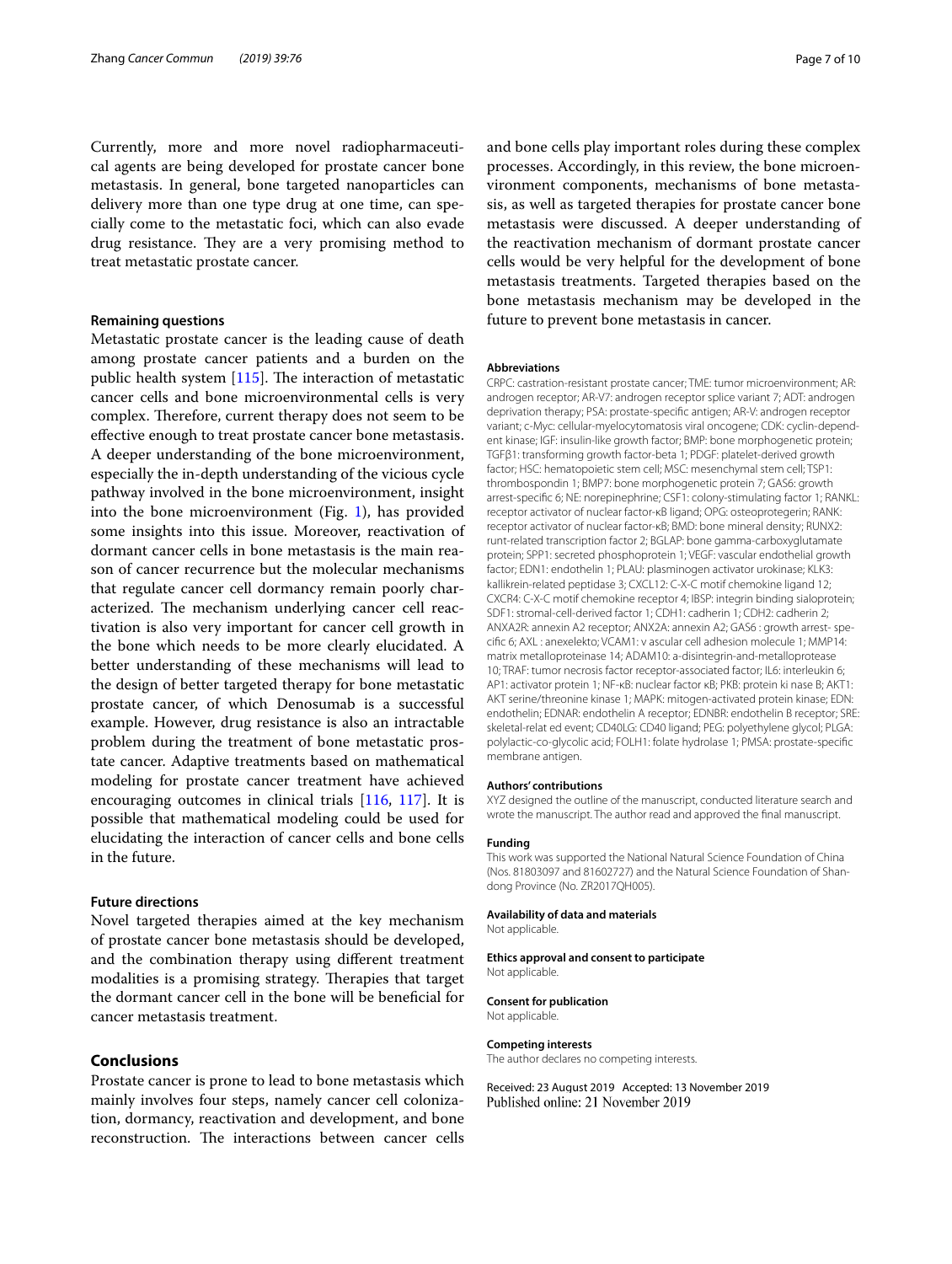Currently, more and more novel radiopharmaceutical agents are being developed for prostate cancer bone metastasis. In general, bone targeted nanoparticles can delivery more than one type drug at one time, can specially come to the metastatic foci, which can also evade drug resistance. They are a very promising method to treat metastatic prostate cancer.

### Remaining questions

Metastatic prostate cancer is the leading cause of death among prostate cancer patients and a burden on the public health system [115]. The interaction of metastatic cancer cells and bone microenvironmental cells is very complex. Therefore, current therapy does not seem to be effective enough to treat prostate cancer bone metastasis. A deeper understanding of the bone microenvironment, especially the in-depth understanding of the vicious cycle pathway involved in the bone microenvironment, insight into the bone microenvironment (Fig. 1), has provided some insights into this issue. Moreover, reactivation of dormant cancer cells in bone metastasis is the main reason of cancer recurrence but the molecular mechanisms that regulate cancer cell dormancy remain poorly characterized. The mechanism underlying cancer cell reactivation is also very important for cancer cell growth in the bone which needs to be more clearly elucidated. A better understanding of these mechanisms will lead to the design of better targeted therapy for bone metastatic prostate cancer, of which Denosumab is a successful example. However, drug resistance is also an intractable problem during the treatment of bone metastatic prostate cancer. Adaptive treatments based on mathematical modeling for prostate cancer treatment have achieved encouraging outcomes in clinical trials [116, 117]. It is possible that mathematical modeling could be used for elucidating the interaction of cancer cells and bone cells in the future.

### Future directions

Novel targeted therapies aimed at the key mechanism of prostate cancer bone metastasis should be developed, and the combination therapy using different treatment modalities is a promising strategy. Therapies that target the dormant cancer cell in the bone will be beneficial for cancer metastasis treatment.

## Conclusions

Prostate cancer is prone to lead to bone metastasis which mainly involves four steps, namely cancer cell colonization, dormancy, reactivation and development, and bone reconstruction. The interactions between cancer cells and bone cells play important roles during these complex processes. Accordingly, in this review, the bone microenvironment components, mechanisms of bone metastasis, as well as targeted therapies for prostate cancer bone metastasis were discussed. A deeper understanding of the reactivation mechanism of dormant prostate cancer cells would be very helpful for the development of bone metastasis treatments. Targeted therapies based on the bone metastasis mechanism may be developed in the future to prevent bone metastasis in cancer.

#### Abbreviations

CRPC: castration-resistant prostate cancer; TME: tumor microenvironment; AR: androgen receptor; AR-V7: androgen receptor splice variant 7; ADT: androgen deprivation therapy; PSA: prostate-specific antigen; AR-V: androgen receptor variant; c-Myc: cellular-myelocytomatosis viral oncogene; CDK: cyclin-dependent kinase; IGF: insulin-like growth factor; BMP: bone morphogenetic protein; TGFβ1: transforming growth factor-beta 1; PDGF: platelet-derived growth factor; HSC: hematopoietic stem cell; MSC: mesenchymal stem cell; TSP1: thrombospondin 1; BMP7: bone morphogenetic protein 7; GAS6: growth arrest-specific 6; NE: norepinephrine; CSF1: colony-stimulating factor 1; RANKL: receptor activator of nuclear factor-κB ligand; OPG: osteoprotegerin; RANK: receptor activator of nuclear factor-κB; BMD: bone mineral density; RUNX2: runt-related transcription factor 2; BGLAP: bone gamma-carboxyglutamate protein; SPP1: secreted phosphoprotein 1; VEGF: vascular endothelial growth factor; EDN1: endothelin 1; PLAU: plasminogen activator urokinase; KLK3: kallikrein-related peptidase 3; CXCL12: C-X-C motif chemokine ligand 12; CXCR4: C-X-C motif chemokine receptor 4; IBSP: integrin binding sialoprotein; SDF1: stromal-cell-derived factor 1; CDH1: cadherin 1; CDH2: cadherin 2; ANXA2R: annexin A2 receptor; ANX2A: annexin A2; GAS6 : growth arrest- specific 6; AXL : anexelekto; VCAM1: v ascular cell adhesion molecule 1; MMP14: matrix metalloproteinase 14; ADAM10: a-disintegrin-and-metalloprotease 10; TRAF: tumor necrosis factor receptor-associated factor; IL6: interleukin 6; AP1: activator protein 1; NF-κB: nuclear factor κB; PKB: protein ki nase B; AKT1: AKT serine/threonine kinase 1; MAPK: mitogen-activated protein kinase; EDN: endothelin; EDNAR: endothelin A receptor; EDNBR: endothelin B receptor; SRE: skeletal-relat ed event; CD40LG: CD40 ligand; PEG: polyethylene glycol; PLGA: polylactic-co-glycolic acid; FOLH1: folate hydrolase 1; PMSA: prostate-specific membrane antigen.

#### Authors' contributions

XYZ designed the outline of the manuscript, conducted literature search and wrote the manuscript. The author read and approved the final manuscript.

#### Funding

This work was supported the National Natural Science Foundation of China (Nos. 81803097 and 81602727) and the Natural Science Foundation of Shandong Province (No. ZR2017QH005).

#### Availability of data and materials

Not applicable.

#### Ethics approval and consent to participate

Not applicable.

#### Consent for publication

Not applicable.

#### Competing interests

The author declares no competing interests.

Received: 23 August 2019 Accepted: 13 November 2019
Published online: 21 November 2019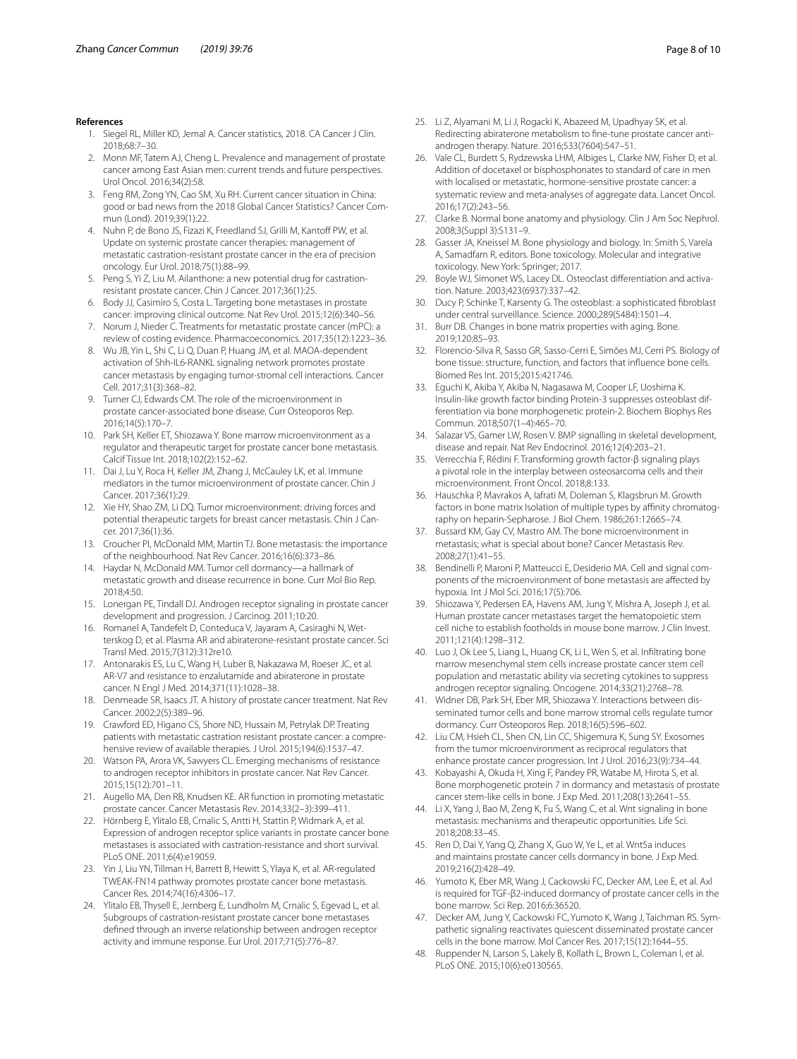### References

1. Siegel RL, Miller KD, Jemal A. Cancer statistics, 2018. CA Cancer J Clin. 2018;68:7–30.
2. Monn MF, Tatem AJ, Cheng L. Prevalence and management of prostate cancer among East Asian men: current trends and future perspectives. Urol Oncol. 2016;34(2):58.
3. Feng RM, Zong YN, Cao SM, Xu RH. Current cancer situation in China: good or bad news from the 2018 Global Cancer Statistics? Cancer Commun (Lond). 2019;39(1):22.
4. Nuhn P, de Bono JS, Fizazi K, Freedland SJ, Grilli M, Kantoff PW, et al. Update on systemic prostate cancer therapies: management of metastatic castration-resistant prostate cancer in the era of precision oncology. Eur Urol. 2018;75(1):88–99.
5. Peng S, Yi Z, Liu M. Ailanthone: a new potential drug for castration-resistant prostate cancer. Chin J Cancer. 2017;36(1):25.
6. Body JJ, Casimiro S, Costa L. Targeting bone metastases in prostate cancer: improving clinical outcome. Nat Rev Urol. 2015;12(6):340–56.
7. Norum J, Nieder C. Treatments for metastatic prostate cancer (mPC): a review of costing evidence. Pharmacoeconomics. 2017;35(12):1223–36.
8. Wu JB, Yin L, Shi C, Li Q, Duan P, Huang JM, et al. MAOA-dependent activation of Shh-IL6-RANKL signaling network promotes prostate cancer metastasis by engaging tumor-stromal cell interactions. Cancer Cell. 2017;31(3):368–82.
9. Turner CJ, Edwards CM. The role of the microenvironment in prostate cancer-associated bone disease. Curr Osteoporos Rep. 2016;14(5):170–7.
10. Park SH, Keller ET, Shiozawa Y. Bone marrow microenvironment as a regulator and therapeutic target for prostate cancer bone metastasis. Calcif Tissue Int. 2018;102(2):152–62.
11. Dai J, Lu Y, Roca H, Keller JM, Zhang J, McCauley LK, et al. Immune mediators in the tumor microenvironment of prostate cancer. Chin J Cancer. 2017;36(1):29.
12. Xie HY, Shao ZM, Li DQ. Tumor microenvironment: driving forces and potential therapeutic targets for breast cancer metastasis. Chin J Cancer. 2017;36(1):36.
13. Croucher PI, McDonald MM, Martin TJ. Bone metastasis: the importance of the neighbourhood. Nat Rev Cancer. 2016;16(6):373–86.
14. Haydar N, McDonald MM. Tumor cell dormancy—a hallmark of metastatic growth and disease recurrence in bone. Curr Mol Bio Rep. 2018;4:50.
15. Lonergan PE, Tindall DJ. Androgen receptor signaling in prostate cancer development and progression. J Carcinog. 2011;10:20.
16. Romanel A, Tandefelt D, Conteduca V, Jayaram A, Casiraghi N, Wetterskog D, et al. Plasma AR and abiraterone-resistant prostate cancer. Sci Transl Med. 2015;7(312):312re10.
17. Antonarakis ES, Lu C, Wang H, Luber B, Nakazawa M, Roeser JC, et al. AR-V7 and resistance to enzalutamide and abiraterone in prostate cancer. N Engl J Med. 2014;371(11):1028–38.
18. Denmeade SR, Isaacs JT. A history of prostate cancer treatment. Nat Rev Cancer. 2002;2(5):389–96.
19. Crawford ED, Higano CS, Shore ND, Hussain M, Petrylak DP. Treating patients with metastatic castration resistant prostate cancer: a comprehensive review of available therapies. J Urol. 2015;194(6):1537–47.
20. Watson PA, Arora VK, Sawyers CL. Emerging mechanisms of resistance to androgen receptor inhibitors in prostate cancer. Nat Rev Cancer. 2015;15(12):701–11.
21. Augello MA, Den RB, Knudsen KE. AR function in promoting metastatic prostate cancer. Cancer Metastasis Rev. 2014;33(2–3):399–411.
22. Hörnberg E, Ylitalo EB, Crnalic S, Antti H, Stattin P, Widmark A, et al. Expression of androgen receptor splice variants in prostate cancer bone metastases is associated with castration-resistance and short survival. PLoS ONE. 2011;6(4):e19059.
23. Yin J, Liu YN, Tillman H, Barrett B, Hewitt S, Ylaya K, et al. AR-regulated TWEAK-FN14 pathway promotes prostate cancer bone metastasis. Cancer Res. 2014;74(16):4306–17.
24. Ylitalo EB, Thysell E, Jernberg E, Lundholm M, Crnalic S, Egevad L, et al. Subgroups of castration-resistant prostate cancer bone metastases defined through an inverse relationship between androgen receptor activity and immune response. Eur Urol. 2017;71(5):776–87.
25. Li Z, Alyamani M, Li J, Rogacki K, Abazeed M, Upadhyay SK, et al. Redirecting abiraterone metabolism to fine-tune prostate cancer anti-androgen therapy. Nature. 2016;533(7604):547–51.
26. Vale CL, Burdett S, Rydzewska LHM, Albiges L, Clarke NW, Fisher D, et al. Addition of docetaxel or bisphosphonates to standard of care in men with localised or metastatic, hormone-sensitive prostate cancer: a systematic review and meta-analyses of aggregate data. Lancet Oncol. 2016;17(2):243–56.
27. Clarke B. Normal bone anatomy and physiology. Clin J Am Soc Nephrol. 2008;3(Suppl 3):S131–9.
28. Gasser JA, Kneissel M. Bone physiology and biology. In: Smith S, Varela A, Samadfam R, editors. Bone toxicology. Molecular and integrative toxicology. New York: Springer; 2017.
29. Boyle WJ, Simonet WS, Lacey DL. Osteoclast differentiation and activation. Nature. 2003;423(6937):337–42.
30. Ducy P, Schinke T, Karsenty G. The osteoblast: a sophisticated fibroblast under central surveillance. Science. 2000;289(5484):1501–4.
31. Burr DB. Changes in bone matrix properties with aging. Bone. 2019;120:85–93.
32. Florencio-Silva R, Sasso GR, Sasso-Cerri E, Simões MJ, Cerri PS. Biology of bone tissue: structure, function, and factors that influence bone cells. Biomed Res Int. 2015;2015:421746.
33. Eguchi K, Akiba Y, Akiba N, Nagasawa M, Cooper LF, Uoshima K. Insulin-like growth factor binding Protein-3 suppresses osteoblast differentiation via bone morphogenetic protein-2. Biochem Biophys Res Commun. 2018;507(1–4):465–70.
34. Salazar VS, Gamer LW, Rosen V. BMP signalling in skeletal development, disease and repair. Nat Rev Endocrinol. 2016;12(4):203–21.
35. Verrecchia F, Rédini F. Transforming growth factor-β signaling plays a pivotal role in the interplay between osteosarcoma cells and their microenvironment. Front Oncol. 2018;8:133.
36. Hauschka P, Mavrakos A, Iafrati M, Doleman S, Klagsbrun M. Growth factors in bone matrix Isolation of multiple types by affinity chromatography on heparin-Sepharose. J Biol Chem. 1986;261:12665–74.
37. Bussard KM, Gay CV, Mastro AM. The bone microenvironment in metastasis; what is special about bone? Cancer Metastasis Rev. 2008;27(1):41–55.
38. Bendinelli P, Maroni P, Matteucci E, Desiderio MA. Cell and signal components of the microenvironment of bone metastasis are affected by hypoxia. Int J Mol Sci. 2016;17(5):706.
39. Shiozawa Y, Pedersen EA, Havens AM, Jung Y, Mishra A, Joseph J, et al. Human prostate cancer metastases target the hematopoietic stem cell niche to establish footholds in mouse bone marrow. J Clin Invest. 2011;121(4):1298–312.
40. Luo J, Ok Lee S, Liang L, Huang CK, Li L, Wen S, et al. Infiltrating bone marrow mesenchymal stem cells increase prostate cancer stem cell population and metastatic ability via secreting cytokines to suppress androgen receptor signaling. Oncogene. 2014;33(21):2768–78.
41. Widner DB, Park SH, Eber MR, Shiozawa Y. Interactions between disseminated tumor cells and bone marrow stromal cells regulate tumor dormancy. Curr Osteoporos Rep. 2018;16(5):596–602.
42. Liu CM, Hsieh CL, Shen CN, Lin CC, Shigemura K, Sung SY. Exosomes from the tumor microenvironment as reciprocal regulators that enhance prostate cancer progression. Int J Urol. 2016;23(9):734–44.
43. Kobayashi A, Okuda H, Xing F, Pandey PR, Watabe M, Hirota S, et al. Bone morphogenetic protein 7 in dormancy and metastasis of prostate cancer stem-like cells in bone. J Exp Med. 2011;208(13):2641–55.
44. Li X, Yang J, Bao M, Zeng K, Fu S, Wang C, et al. Wnt signaling in bone metastasis: mechanisms and therapeutic opportunities. Life Sci. 2018;208:33–45.
45. Ren D, Dai Y, Yang Q, Zhang X, Guo W, Ye L, et al. Wnt5a induces and maintains prostate cancer cells dormancy in bone. J Exp Med. 2019;216(2):428–49.
46. Yumoto K, Eber MR, Wang J, Cackowski FC, Decker AM, Lee E, et al. Axl is required for TGF-β2-induced dormancy of prostate cancer cells in the bone marrow. Sci Rep. 2016;6:36520.
47. Decker AM, Jung Y, Cackowski FC, Yumoto K, Wang J, Taichman RS. Sympathetic signaling reactivates quiescent disseminated prostate cancer cells in the bone marrow. Mol Cancer Res. 2017;15(12):1644–55.
48. Ruppender N, Larson S, Lakely B, Kollath L, Brown L, Coleman I, et al. PLoS ONE. 2015;10(6):e0130565.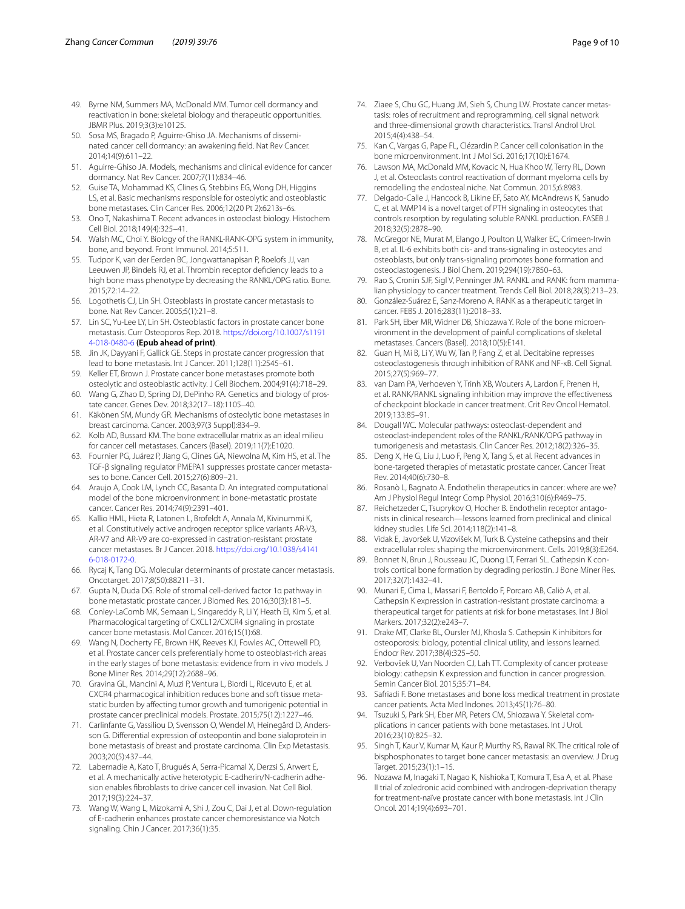49. Byrne NM, Summers MA, McDonald MM. Tumor cell dormancy and reactivation in bone: skeletal biology and therapeutic opportunities. JBMR Plus. 2019;3(3):e10125.
50. Sosa MS, Bragado P, Aguirre-Ghiso JA. Mechanisms of disseminated cancer cell dormancy: an awakening field. Nat Rev Cancer. 2014;14(9):611–22.
51. Aguirre-Ghiso JA. Models, mechanisms and clinical evidence for cancer dormancy. Nat Rev Cancer. 2007;7(11):834–46.
52. Guise TA, Mohammad KS, Clines G, Stebbins EG, Wong DH, Higgins LS, et al. Basic mechanisms responsible for osteolytic and osteoblastic bone metastases. Clin Cancer Res. 2006;12(20 Pt 2):6213s–6s.
53. Ono T, Nakashima T. Recent advances in osteoclast biology. Histochem Cell Biol. 2018;149(4):325–41.
54. Walsh MC, Choi Y. Biology of the RANKL-RANK-OPG system in immunity, bone, and beyond. Front Immunol. 2014;5:511.
55. Tudpor K, van der Eerden BC, Jongwattanapisan P, Roelofs JJ, van Leeuwen JP, Bindels RJ, et al. Thrombin receptor deficiency leads to a high bone mass phenotype by decreasing the RANKL/OPG ratio. Bone. 2015;72:14–22.
56. Logothetis CJ, Lin SH. Osteoblasts in prostate cancer metastasis to bone. Nat Rev Cancer. 2005;5(1):21–8.
57. Lin SC, Yu-Lee LY, Lin SH. Osteoblastic factors in prostate cancer bone metastasis. Curr Osteoporos Rep. 2018. https://doi.org/10.1007/s11914-018-0480-6 **(Epub ahead of print)**.
58. Jin JK, Dayyani F, Gallick GE. Steps in prostate cancer progression that lead to bone metastasis. Int J Cancer. 2011;128(11):2545–61.
59. Keller ET, Brown J. Prostate cancer bone metastases promote both osteolytic and osteoblastic activity. J Cell Biochem. 2004;91(4):718–29.
60. Wang G, Zhao D, Spring DJ, DePinho RA. Genetics and biology of prostate cancer. Genes Dev. 2018;32(17–18):1105–40.
61. Käkönen SM, Mundy GR. Mechanisms of osteolytic bone metastases in breast carcinoma. Cancer. 2003;97(3 Suppl):834–9.
62. Kolb AD, Bussard KM. The bone extracellular matrix as an ideal milieu for cancer cell metastases. Cancers (Basel). 2019;11(7):E1020.
63. Fournier PG, Juárez P, Jiang G, Clines GA, Niewolna M, Kim HS, et al. The TGF-β signaling regulator PMEPA1 suppresses prostate cancer metastases to bone. Cancer Cell. 2015;27(6):809–21.
64. Araujo A, Cook LM, Lynch CC, Basanta D. An integrated computational model of the bone microenvironment in bone-metastatic prostate cancer. Cancer Res. 2014;74(9):2391–401.
65. Kallio HML, Hieta R, Latonen L, Brofeldt A, Annala M, Kivinummi K, et al. Constitutively active androgen receptor splice variants AR-V3, AR-V7 and AR-V9 are co-expressed in castration-resistant prostate cancer metastases. Br J Cancer. 2018. https://doi.org/10.1038/s41416-018-0172-0.
66. Rycaj K, Tang DG. Molecular determinants of prostate cancer metastasis. Oncotarget. 2017;8(50):88211–31.
67. Gupta N, Duda DG. Role of stromal cell-derived factor 1α pathway in bone metastatic prostate cancer. J Biomed Res. 2016;30(3):181–5.
68. Conley-LaComb MK, Semaan L, Singareddy R, Li Y, Heath EI, Kim S, et al. Pharmacological targeting of CXCL12/CXCR4 signaling in prostate cancer bone metastasis. Mol Cancer. 2016;15(1):68.
69. Wang N, Docherty FE, Brown HK, Reeves KJ, Fowles AC, Ottewell PD, et al. Prostate cancer cells preferentially home to osteoblast-rich areas in the early stages of bone metastasis: evidence from in vivo models. J Bone Miner Res. 2014;29(12):2688–96.
70. Gravina GL, Mancini A, Muzi P, Ventura L, Biordi L, Ricevuto E, et al. CXCR4 pharmacogical inhibition reduces bone and soft tissue metastatic burden by affecting tumor growth and tumorigenic potential in prostate cancer preclinical models. Prostate. 2015;75(12):1227–46.
71. Carlinfante G, Vassiliou D, Svensson O, Wendel M, Heinegård D, Andersson G. Differential expression of osteopontin and bone sialoprotein in bone metastasis of breast and prostate carcinoma. Clin Exp Metastasis. 2003;20(5):437–44.
72. Labernadie A, Kato T, Brugués A, Serra-Picamal X, Derzsi S, Arwert E, et al. A mechanically active heterotypic E-cadherin/N-cadherin adhesion enables fibroblasts to drive cancer cell invasion. Nat Cell Biol. 2017;19(3):224–37.
73. Wang W, Wang L, Mizokami A, Shi J, Zou C, Dai J, et al. Down-regulation of E-cadherin enhances prostate cancer chemoresistance via Notch signaling. Chin J Cancer. 2017;36(1):35.
74. Ziaee S, Chu GC, Huang JM, Sieh S, Chung LW. Prostate cancer metastasis: roles of recruitment and reprogramming, cell signal network and three-dimensional growth characteristics. Transl Androl Urol. 2015;4(4):438–54.
75. Kan C, Vargas G, Pape FL, Clézardin P. Cancer cell colonisation in the bone microenvironment. Int J Mol Sci. 2016;17(10):E1674.
76. Lawson MA, McDonald MM, Kovacic N, Hua Khoo W, Terry RL, Down J, et al. Osteoclasts control reactivation of dormant myeloma cells by remodelling the endosteal niche. Nat Commun. 2015;6:8983.
77. Delgado-Calle J, Hancock B, Likine EF, Sato AY, McAndrews K, Sanudo C, et al. MMP14 is a novel target of PTH signaling in osteocytes that controls resorption by regulating soluble RANKL production. FASEB J. 2018;32(5):2878–90.
78. McGregor NE, Murat M, Elango J, Poulton IJ, Walker EC, Crimeen-Irwin B, et al. IL-6 exhibits both cis- and trans-signaling in osteocytes and osteoblasts, but only trans-signaling promotes bone formation and osteoclastogenesis. J Biol Chem. 2019;294(19):7850–63.
79. Rao S, Cronin SJF, Sigl V, Penninger JM. RANKL and RANK: from mammalian physiology to cancer treatment. Trends Cell Biol. 2018;28(3):213–23.
80. González-Suárez E, Sanz-Moreno A. RANK as a therapeutic target in cancer. FEBS J. 2016;283(11):2018–33.
81. Park SH, Eber MR, Widner DB, Shiozawa Y. Role of the bone microenvironment in the development of painful complications of skeletal metastases. Cancers (Basel). 2018;10(5):E141.
82. Guan H, Mi B, Li Y, Wu W, Tan P, Fang Z, et al. Decitabine represses osteoclastogenesis through inhibition of RANK and NF-κB. Cell Signal. 2015;27(5):969–77.
83. van Dam PA, Verhoeven Y, Trinh XB, Wouters A, Lardon F, Prenen H, et al. RANK/RANKL signaling inhibition may improve the effectiveness of checkpoint blockade in cancer treatment. Crit Rev Oncol Hematol. 2019;133:85–91.
84. Dougall WC. Molecular pathways: osteoclast-dependent and osteoclast-independent roles of the RANKL/RANK/OPG pathway in tumorigenesis and metastasis. Clin Cancer Res. 2012;18(2):326–35.
85. Deng X, He G, Liu J, Luo F, Peng X, Tang S, et al. Recent advances in bone-targeted therapies of metastatic prostate cancer. Cancer Treat Rev. 2014;40(6):730–8.
86. Rosanò L, Bagnato A. Endothelin therapeutics in cancer: where are we? Am J Physiol Regul Integr Comp Physiol. 2016;310(6):R469–75.
87. Reichetzeder C, Tsuprykov O, Hocher B. Endothelin receptor antagonists in clinical research—lessons learned from preclinical and clinical kidney studies. Life Sci. 2014;118(2):141–8.
88. Vidak E, Javoršek U, Vizovišek M, Turk B. Cysteine cathepsins and their extracellular roles: shaping the microenvironment. Cells. 2019;8(3):E264.
89. Bonnet N, Brun J, Rousseau JC, Duong LT, Ferrari SL. Cathepsin K controls cortical bone formation by degrading periostin. J Bone Miner Res. 2017;32(7):1432–41.
90. Munari E, Cima L, Massari F, Bertoldo F, Porcaro AB, Caliò A, et al. Cathepsin K expression in castration-resistant prostate carcinoma: a therapeutical target for patients at risk for bone metastases. Int J Biol Markers. 2017;32(2):e243–7.
91. Drake MT, Clarke BL, Oursler MJ, Khosla S. Cathepsin K inhibitors for osteoporosis: biology, potential clinical utility, and lessons learned. Endocr Rev. 2017;38(4):325–50.
92. Verbovšek U, Van Noorden CJ, Lah TT. Complexity of cancer protease biology: cathepsin K expression and function in cancer progression. Semin Cancer Biol. 2015;35:71–84.
93. Safriadi F. Bone metastases and bone loss medical treatment in prostate cancer patients. Acta Med Indones. 2013;45(1):76–80.
94. Tsuzuki S, Park SH, Eber MR, Peters CM, Shiozawa Y. Skeletal complications in cancer patients with bone metastases. Int J Urol. 2016;23(10):825–32.
95. Singh T, Kaur V, Kumar M, Kaur P, Murthy RS, Rawal RK. The critical role of bisphosphonates to target bone cancer metastasis: an overview. J Drug Target. 2015;23(1):1–15.
96. Nozawa M, Inagaki T, Nagao K, Nishioka T, Komura T, Esa A, et al. Phase II trial of zoledronic acid combined with androgen-deprivation therapy for treatment-naïve prostate cancer with bone metastasis. Int J Clin Oncol. 2014;19(4):693–701.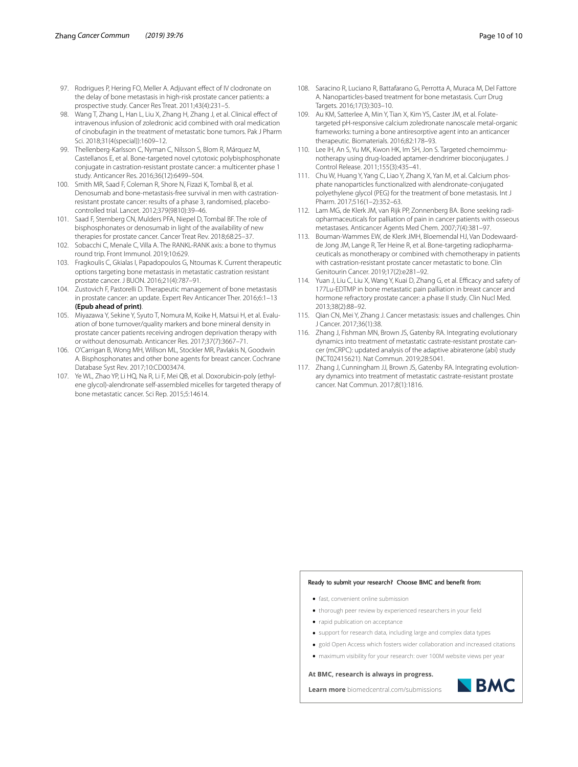97. Rodrigues P, Hering FO, Meller A. Adjuvant effect of IV clodronate on the delay of bone metastasis in high-risk prostate cancer patients: a prospective study. Cancer Res Treat. 2011;43(4):231–5.
98. Wang T, Zhang L, Han L, Liu X, Zhang H, Zhang J, et al. Clinical effect of intravenous infusion of zoledronic acid combined with oral medication of cinobufagin in the treatment of metastatic bone tumors. Pak J Pharm Sci. 2018;31(4(special)):1609–12.
99. Thellenberg-Karlsson C, Nyman C, Nilsson S, Blom R, Márquez M, Castellanos E, et al. Bone-targeted novel cytotoxic polybisphosphonate conjugate in castration-resistant prostate cancer: a multicenter phase 1 study. Anticancer Res. 2016;36(12):6499–504.
100. Smith MR, Saad F, Coleman R, Shore N, Fizazi K, Tombal B, et al. Denosumab and bone-metastasis-free survival in men with castration-resistant prostate cancer: results of a phase 3, randomised, placebo-controlled trial. Lancet. 2012;379(9810):39–46.
101. Saad F, Sternberg CN, Mulders PFA, Niepel D, Tombal BF. The role of bisphosphonates or denosumab in light of the availability of new therapies for prostate cancer. Cancer Treat Rev. 2018;68:25–37.
102. Sobacchi C, Menale C, Villa A. The RANKL-RANK axis: a bone to thymus round trip. Front Immunol. 2019;10:629.
103. Fragkoulis C, Gkialas I, Papadopoulos G, Ntoumas K. Current therapeutic options targeting bone metastasis in metastatic castration resistant prostate cancer. J BUON. 2016;21(4):787–91.
104. Zustovich F, Pastorelli D. Therapeutic management of bone metastasis in prostate cancer: an update. Expert Rev Anticancer Ther. 2016;6:1–13 **(Epub ahead of print)**.
105. Miyazawa Y, Sekine Y, Syuto T, Nomura M, Koike H, Matsui H, et al. Evaluation of bone turnover/quality markers and bone mineral density in prostate cancer patients receiving androgen deprivation therapy with or without denosumab. Anticancer Res. 2017;37(7):3667–71.
106. O'Carrigan B, Wong MH, Willson ML, Stockler MR, Pavlakis N, Goodwin A. Bisphosphonates and other bone agents for breast cancer. Cochrane Database Syst Rev. 2017;10:CD003474.
107. Ye WL, Zhao YP, Li HQ, Na R, Li F, Mei QB, et al. Doxorubicin-poly (ethylene glycol)-alendronate self-assembled micelles for targeted therapy of bone metastatic cancer. Sci Rep. 2015;5:14614.
108. Saracino R, Luciano R, Battafarano G, Perrotta A, Muraca M, Del Fattore A. Nanoparticles-based treatment for bone metastasis. Curr Drug Targets. 2016;17(3):303–10.
109. Au KM, Satterlee A, Min Y, Tian X, Kim YS, Caster JM, et al. Folate-targeted pH-responsive calcium zoledronate nanoscale metal-organic frameworks: turning a bone antiresorptive agent into an anticancer therapeutic. Biomaterials. 2016;82:178–93.
110. Lee IH, An S, Yu MK, Kwon HK, Im SH, Jon S. Targeted chemoimmunotherapy using drug-loaded aptamer-dendrimer bioconjugates. J Control Release. 2011;155(3):435–41.
111. Chu W, Huang Y, Yang C, Liao Y, Zhang X, Yan M, et al. Calcium phosphate nanoparticles functionalized with alendronate-conjugated polyethylene glycol (PEG) for the treatment of bone metastasis. Int J Pharm. 2017;516(1–2):352–63.
112. Lam MG, de Klerk JM, van Rijk PP, Zonnenberg BA. Bone seeking radiopharmaceuticals for palliation of pain in cancer patients with osseous metastases. Anticancer Agents Med Chem. 2007;7(4):381–97.
113. Bouman-Wammes EW, de Klerk JMH, Bloemendal HJ, Van Dodewaard-de Jong JM, Lange R, Ter Heine R, et al. Bone-targeting radiopharmaceuticals as monotherapy or combined with chemotherapy in patients with castration-resistant prostate cancer metastatic to bone. Clin Genitourin Cancer. 2019;17(2):e281–92.
114. Yuan J, Liu C, Liu X, Wang Y, Kuai D, Zhang G, et al. Efficacy and safety of 177Lu-EDTMP in bone metastatic pain palliation in breast cancer and hormone refractory prostate cancer: a phase II study. Clin Nucl Med. 2013;38(2):88–92.
115. Qian CN, Mei Y, Zhang J. Cancer metastasis: issues and challenges. Chin J Cancer. 2017;36(1):38.
116. Zhang J, Fishman MN, Brown JS, Gatenby RA. Integrating evolutionary dynamics into treatment of metastatic castrate-resistant prostate cancer (mCRPC): updated analysis of the adaptive abiraterone (abi) study (NCT02415621). Nat Commun. 2019;28:5041.
117. Zhang J, Cunningham JJ, Brown JS, Gatenby RA. Integrating evolutionary dynamics into treatment of metastatic castrate-resistant prostate cancer. Nat Commun. 2017;8(1):1816.

Ready to submit your research? Choose BMC and benefit from:

- fast, convenient online submission
- thorough peer review by experienced researchers in your field
- rapid publication on acceptance
- support for research data, including large and complex data types
- gold Open Access which fosters wider collaboration and increased citations
- maximum visibility for your research: over 100M website views per year

**At BMC, research is always in progress.**

**Learn more** biomedcentral.com/submissions

BMC